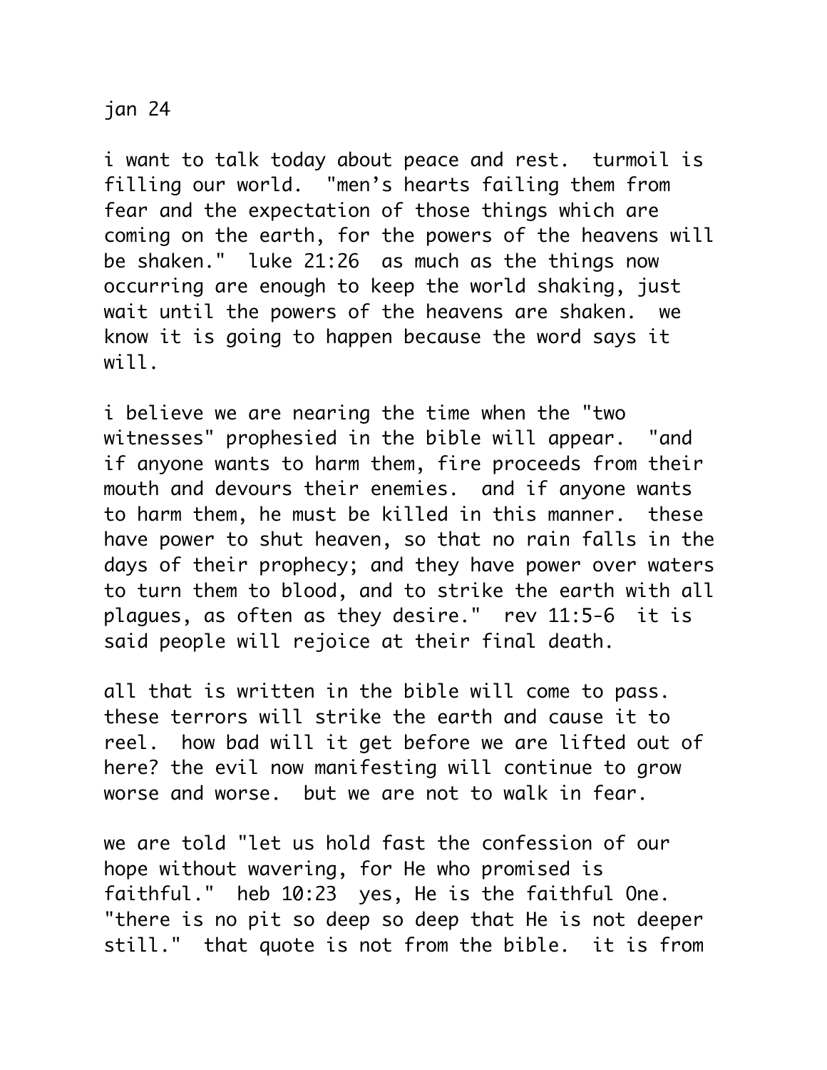jan 24

i want to talk today about peace and rest. turmoil is filling our world. "men's hearts failing them from fear and the expectation of those things which are coming on the earth, for the powers of the heavens will be shaken." luke 21:26 as much as the things now occurring are enough to keep the world shaking, just wait until the powers of the heavens are shaken. we know it is going to happen because the word says it will.

i believe we are nearing the time when the "two witnesses" prophesied in the bible will appear. "and if anyone wants to harm them, fire proceeds from their mouth and devours their enemies. and if anyone wants to harm them, he must be killed in this manner. these have power to shut heaven, so that no rain falls in the days of their prophecy; and they have power over waters to turn them to blood, and to strike the earth with all plagues, as often as they desire." rev 11:5-6 it is said people will rejoice at their final death.

all that is written in the bible will come to pass. these terrors will strike the earth and cause it to reel. how bad will it get before we are lifted out of here? the evil now manifesting will continue to grow worse and worse. but we are not to walk in fear.

we are told "let us hold fast the confession of our hope without wavering, for He who promised is faithful." heb 10:23 yes, He is the faithful One. "there is no pit so deep so deep that He is not deeper still." that quote is not from the bible. it is from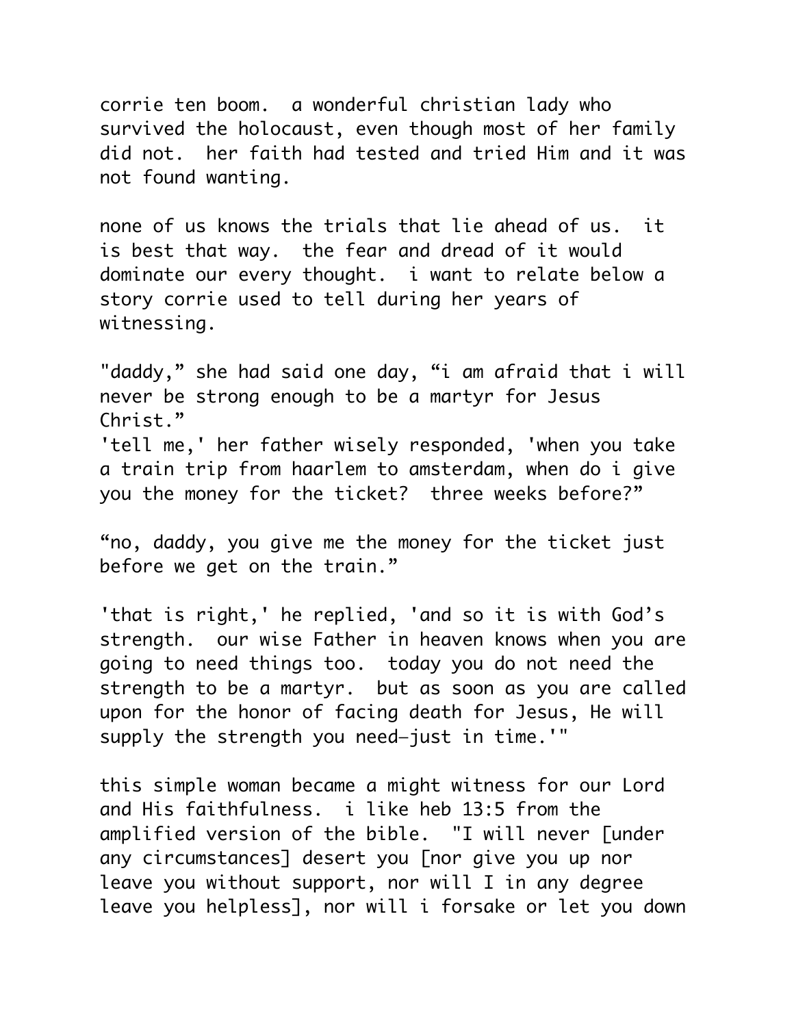corrie ten boom.  a wonderful christian lady who survived the holocaust, even though most of her family did not.  her faith had tested and tried Him and it was not found wanting.

none of us knows the trials that lie ahead of us.  it is best that way.  the fear and dread of it would dominate our every thought.  i want to relate below a story corrie used to tell during her years of witnessing.

"daddy," she had said one day, "i am afraid that i will never be strong enough to be a martyr for Jesus Christ."
'tell me,' her father wisely responded, 'when you take a train trip from haarlem to amsterdam, when do i give you the money for the ticket?  three weeks before?"

"no, daddy, you give me the money for the ticket just before we get on the train."

'that is right,' he replied, 'and so it is with God's strength.  our wise Father in heaven knows when you are going to need things too.  today you do not need the strength to be a martyr.  but as soon as you are called upon for the honor of facing death for Jesus, He will supply the strength you need—just in time.'"

this simple woman became a might witness for our Lord and His faithfulness.  i like heb 13:5 from the amplified version of the bible.  "I will never [under any circumstances] desert you [nor give you up nor leave you without support, nor will I in any degree leave you helpless], nor will i forsake or let you down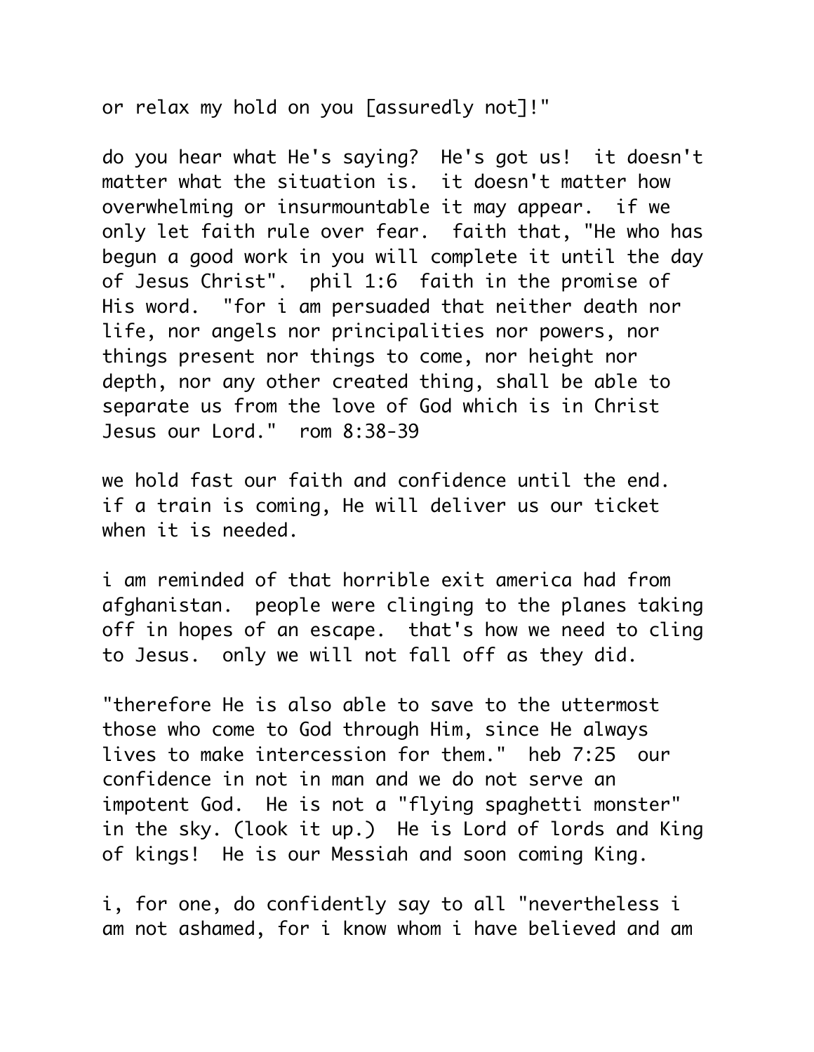or relax my hold on you [assuredly not]!"

do you hear what He's saying? He's got us! it doesn't matter what the situation is. it doesn't matter how overwhelming or insurmountable it may appear. if we only let faith rule over fear. faith that, "He who has begun a good work in you will complete it until the day of Jesus Christ". phil 1:6 faith in the promise of His word. "for i am persuaded that neither death nor life, nor angels nor principalities nor powers, nor things present nor things to come, nor height nor depth, nor any other created thing, shall be able to separate us from the love of God which is in Christ Jesus our Lord." rom 8:38-39

we hold fast our faith and confidence until the end. if a train is coming, He will deliver us our ticket when it is needed.

i am reminded of that horrible exit america had from afghanistan. people were clinging to the planes taking off in hopes of an escape. that's how we need to cling to Jesus. only we will not fall off as they did.

"therefore He is also able to save to the uttermost those who come to God through Him, since He always lives to make intercession for them." heb 7:25 our confidence in not in man and we do not serve an impotent God. He is not a "flying spaghetti monster" in the sky. (look it up.) He is Lord of lords and King of kings! He is our Messiah and soon coming King.

i, for one, do confidently say to all "nevertheless i am not ashamed, for i know whom i have believed and am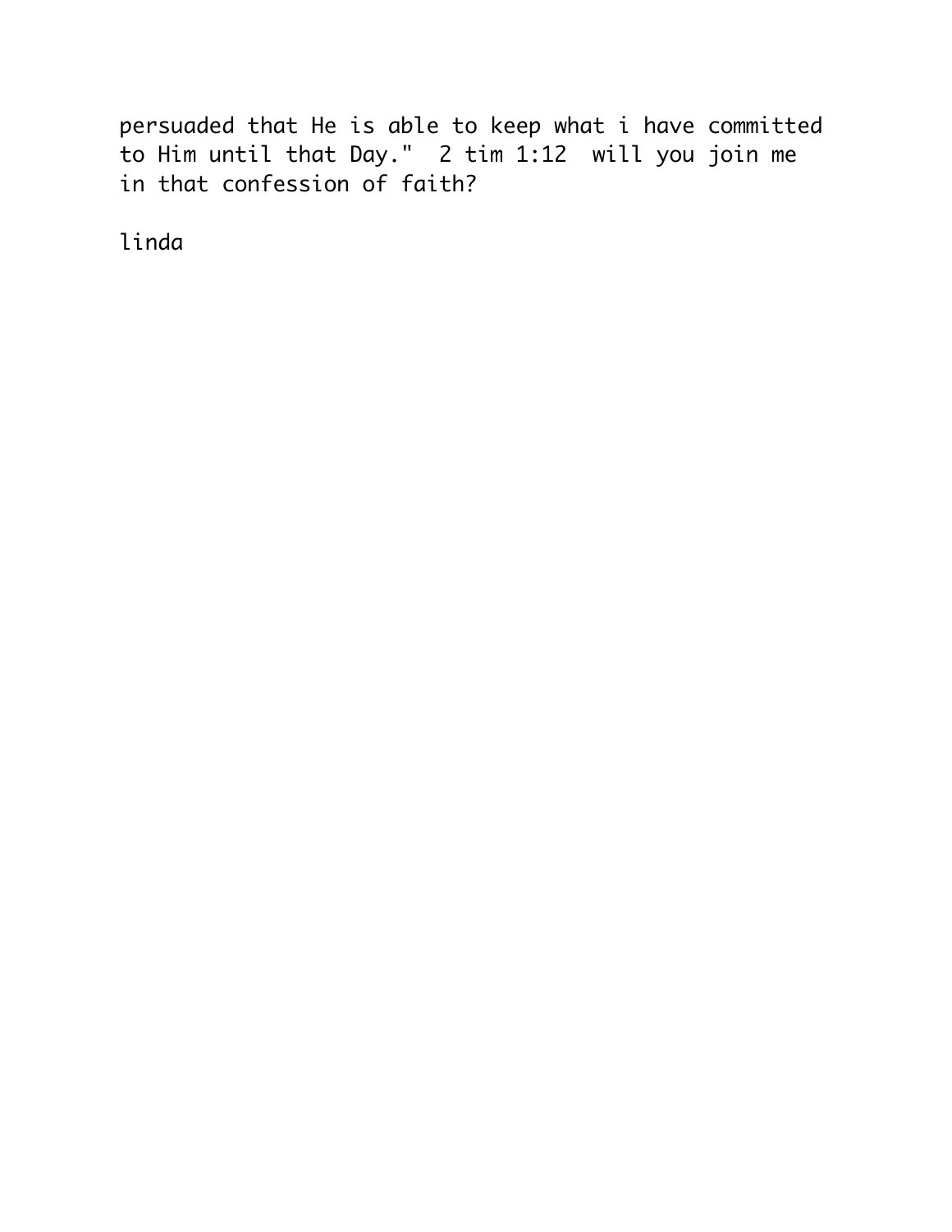persuaded that He is able to keep what i have committed to Him until that Day."  2 tim 1:12  will you join me in that confession of faith?

linda